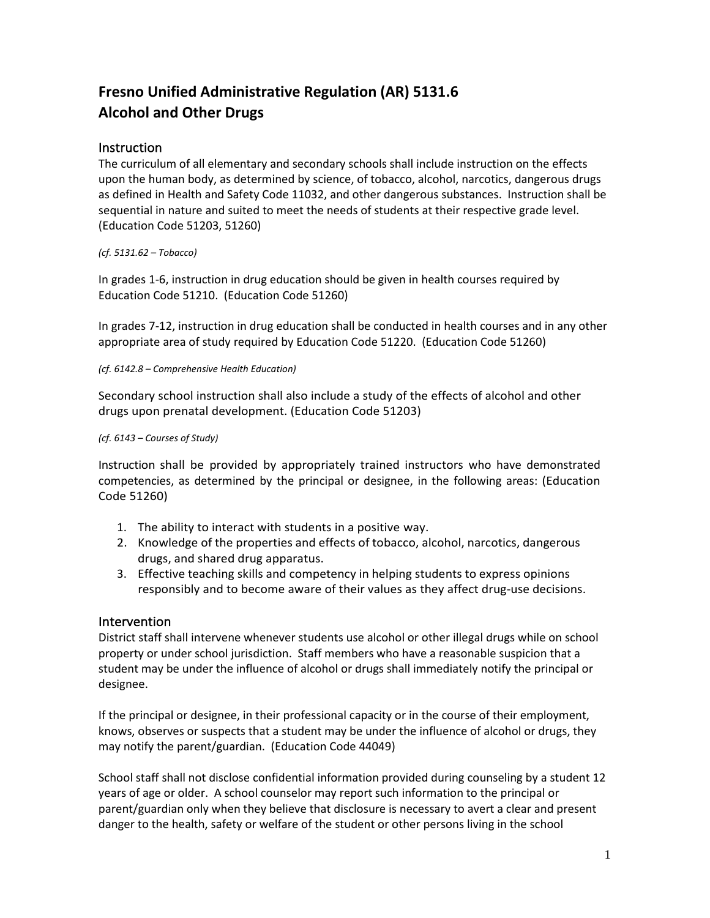# Fresno Unified Administrative Regulation (AR) 5131.6
# Alcohol and Other Drugs

## Instruction

The curriculum of all elementary and secondary schools shall include instruction on the effects upon the human body, as determined by science, of tobacco, alcohol, narcotics, dangerous drugs as defined in Health and Safety Code 11032, and other dangerous substances. Instruction shall be sequential in nature and suited to meet the needs of students at their respective grade level. (Education Code 51203, 51260)

*(cf. 5131.62 – Tobacco)*

In grades 1-6, instruction in drug education should be given in health courses required by Education Code 51210. (Education Code 51260)

In grades 7-12, instruction in drug education shall be conducted in health courses and in any other appropriate area of study required by Education Code 51220. (Education Code 51260)

*(cf. 6142.8 – Comprehensive Health Education)*

Secondary school instruction shall also include a study of the effects of alcohol and other drugs upon prenatal development. (Education Code 51203)

*(cf. 6143 – Courses of Study)*

Instruction shall be provided by appropriately trained instructors who have demonstrated competencies, as determined by the principal or designee, in the following areas: (Education Code 51260)

1. The ability to interact with students in a positive way.
2. Knowledge of the properties and effects of tobacco, alcohol, narcotics, dangerous drugs, and shared drug apparatus.
3. Effective teaching skills and competency in helping students to express opinions responsibly and to become aware of their values as they affect drug-use decisions.

## Intervention

District staff shall intervene whenever students use alcohol or other illegal drugs while on school property or under school jurisdiction. Staff members who have a reasonable suspicion that a student may be under the influence of alcohol or drugs shall immediately notify the principal or designee.

If the principal or designee, in their professional capacity or in the course of their employment, knows, observes or suspects that a student may be under the influence of alcohol or drugs, they may notify the parent/guardian. (Education Code 44049)

School staff shall not disclose confidential information provided during counseling by a student 12 years of age or older. A school counselor may report such information to the principal or parent/guardian only when they believe that disclosure is necessary to avert a clear and present danger to the health, safety or welfare of the student or other persons living in the school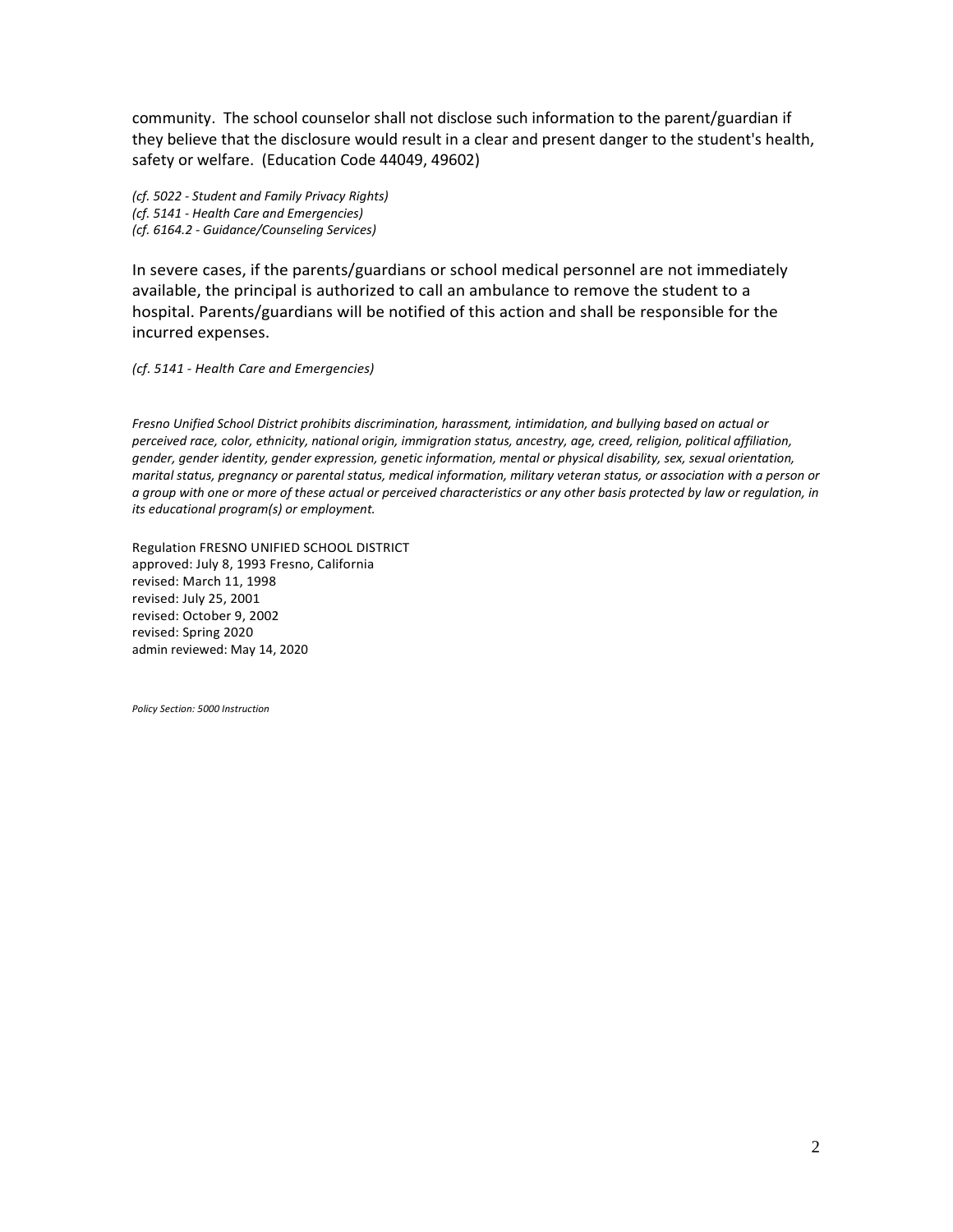community. The school counselor shall not disclose such information to the parent/guardian if they believe that the disclosure would result in a clear and present danger to the student's health, safety or welfare. (Education Code 44049, 49602)

*(cf. 5022 - Student and Family Privacy Rights)*
*(cf. 5141 - Health Care and Emergencies)*
*(cf. 6164.2 - Guidance/Counseling Services)*

In severe cases, if the parents/guardians or school medical personnel are not immediately available, the principal is authorized to call an ambulance to remove the student to a hospital. Parents/guardians will be notified of this action and shall be responsible for the incurred expenses.

*(cf. 5141 - Health Care and Emergencies)*

*Fresno Unified School District prohibits discrimination, harassment, intimidation, and bullying based on actual or perceived race, color, ethnicity, national origin, immigration status, ancestry, age, creed, religion, political affiliation, gender, gender identity, gender expression, genetic information, mental or physical disability, sex, sexual orientation, marital status, pregnancy or parental status, medical information, military veteran status, or association with a person or a group with one or more of these actual or perceived characteristics or any other basis protected by law or regulation, in its educational program(s) or employment.*

Regulation FRESNO UNIFIED SCHOOL DISTRICT
approved: July 8, 1993 Fresno, California
revised: March 11, 1998
revised: July 25, 2001
revised: October 9, 2002
revised: Spring 2020
admin reviewed: May 14, 2020

*Policy Section: 5000 Instruction*